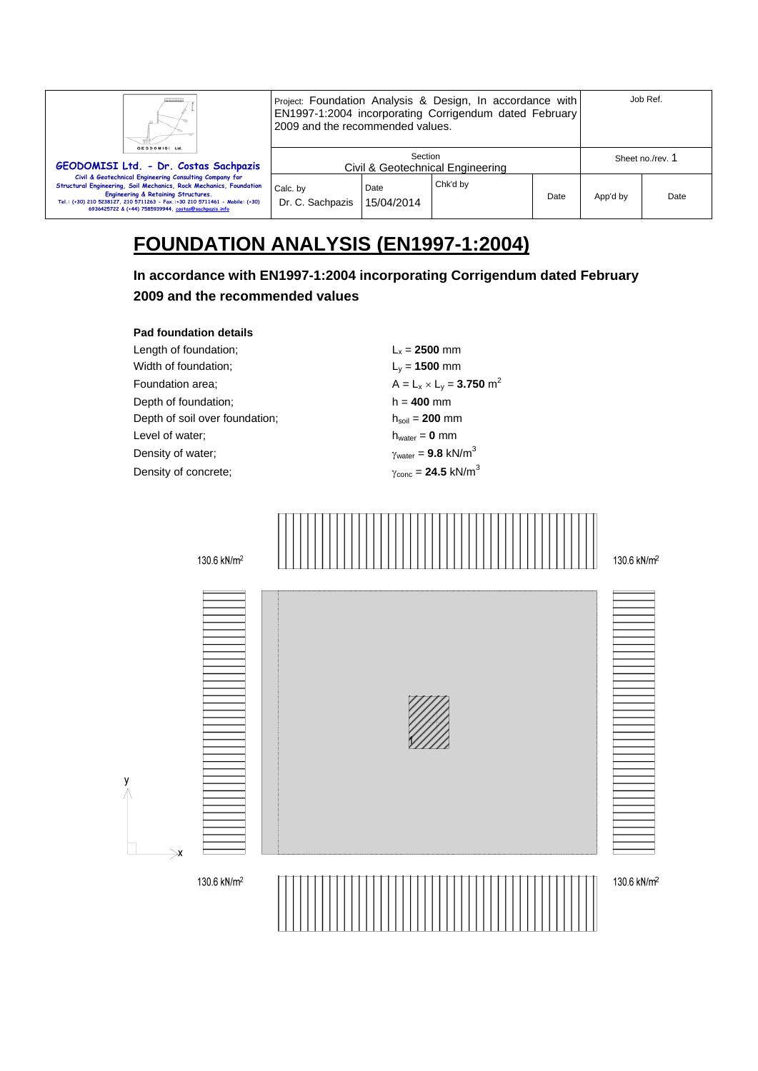| GEODOMISI Ltd. - Dr. Costas Sachpazis<br>Civil & Geotechnical Engineering Consulting Company for Structural Engineering, Soil Mechanics, Rock Mechanics, Foundation Engineering & Retaining Structures.<br>Tel.: (+30) 210 5238127, 210 5711263 - Fax.:+30 210 5711461 - Mobile: (+30) 6936425722 & (+44) 7585939944, costas@sachpazis.info | Project: Foundation Analysis & Design, In accordance with EN1997-1:2004 incorporating Corrigendum dated February 2009 and the recommended values. | | | | Job Ref. | |
|---|---|---|---|---|---|---|
| | Section<br>Civil & Geotechnical Engineering | | | | Sheet no./rev. 1 | |
| | Calc. by<br>Dr. C. Sachpazis | Date<br>15/04/2014 | Chk'd by | Date | App'd by | Date |

# FOUNDATION ANALYSIS (EN1997-1:2004)

## In accordance with EN1997-1:2004 incorporating Corrigendum dated February 2009 and the recommended values

**Pad foundation details**

| | |
|---|---|
| Length of foundation; | $L_x$ = **2500** mm |
| Width of foundation; | $L_y$ = **1500** mm |
| Foundation area; | $A = L_x \times L_y$ = **3.750** $m^2$ |
| Depth of foundation; | h = **400** mm |
| Depth of soil over foundation; | $h_{soil}$ = **200** mm |
| Level of water; | $h_{water}$ = **0** mm |
| Density of water; | $\gamma_{water}$ = **9.8** $kN/m^3$ |
| Density of concrete; | $\gamma_{conc}$ = **24.5** $kN/m^3$ |

130.6 $kN/m^2$ &nbsp;&nbsp; 130.6 $kN/m^2$

y

x

1

130.6 $kN/m^2$ &nbsp;&nbsp; 130.6 $kN/m^2$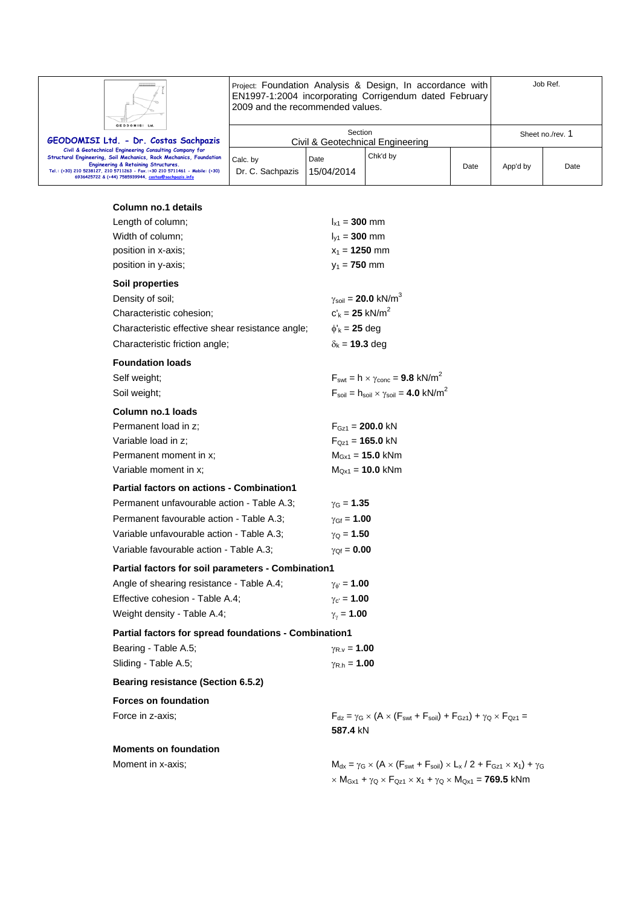**Column no.1 details**

Length of column; $l_{x1}$ = **300** mm

Width of column; $l_{y1}$ = **300** mm

position in x-axis; $x_1$ = **1250** mm

position in y-axis; $y_1$ = **750** mm

**Soil properties**

Density of soil; $\gamma_{soil}$ = **20.0** kN/m$^3$

Characteristic cohesion; $c'_k$ = **25** kN/m$^2$

Characteristic effective shear resistance angle; $\phi'_k$ = **25** deg

Characteristic friction angle; $\delta_k$ = **19.3** deg

**Foundation loads**

Self weight; $F_{swt} = h \times \gamma_{conc}$ = **9.8** kN/m$^2$

Soil weight; $F_{soil} = h_{soil} \times \gamma_{soil}$ = **4.0** kN/m$^2$

**Column no.1 loads**

Permanent load in z; $F_{Gz1}$ = **200.0** kN

Variable load in z; $F_{Qz1}$ = **165.0** kN

Permanent moment in x; $M_{Gx1}$ = **15.0** kNm

Variable moment in x; $M_{Qx1}$ = **10.0** kNm

**Partial factors on actions - Combination1**

Permanent unfavourable action - Table A.3; $\gamma_G$ = **1.35**

Permanent favourable action - Table A.3; $\gamma_{Gf}$ = **1.00**

Variable unfavourable action - Table A.3; $\gamma_Q$ = **1.50**

Variable favourable action - Table A.3; $\gamma_{Qf}$ = **0.00**

**Partial factors for soil parameters - Combination1**

Angle of shearing resistance - Table A.4; $\gamma_{\phi'}$ = **1.00**

Effective cohesion - Table A.4; $\gamma_{c'}$ = **1.00**

Weight density - Table A.4; $\gamma_\gamma$ = **1.00**

**Partial factors for spread foundations - Combination1**

Bearing - Table A.5; $\gamma_{R.v}$ = **1.00**

Sliding - Table A.5; $\gamma_{R.h}$ = **1.00**

**Bearing resistance (Section 6.5.2)**

**Forces on foundation**

Force in z-axis; $F_{dz} = \gamma_G \times (A \times (F_{swt} + F_{soil}) + F_{Gz1}) + \gamma_Q \times F_{Qz1}$ = **587.4** kN

**Moments on foundation**

Moment in x-axis; $M_{dx} = \gamma_G \times (A \times (F_{swt} + F_{soil}) \times L_x / 2 + F_{Gz1} \times x_1) + \gamma_G \times M_{Gx1} + \gamma_Q \times F_{Qz1} \times x_1 + \gamma_Q \times M_{Qx1}$ = **769.5** kNm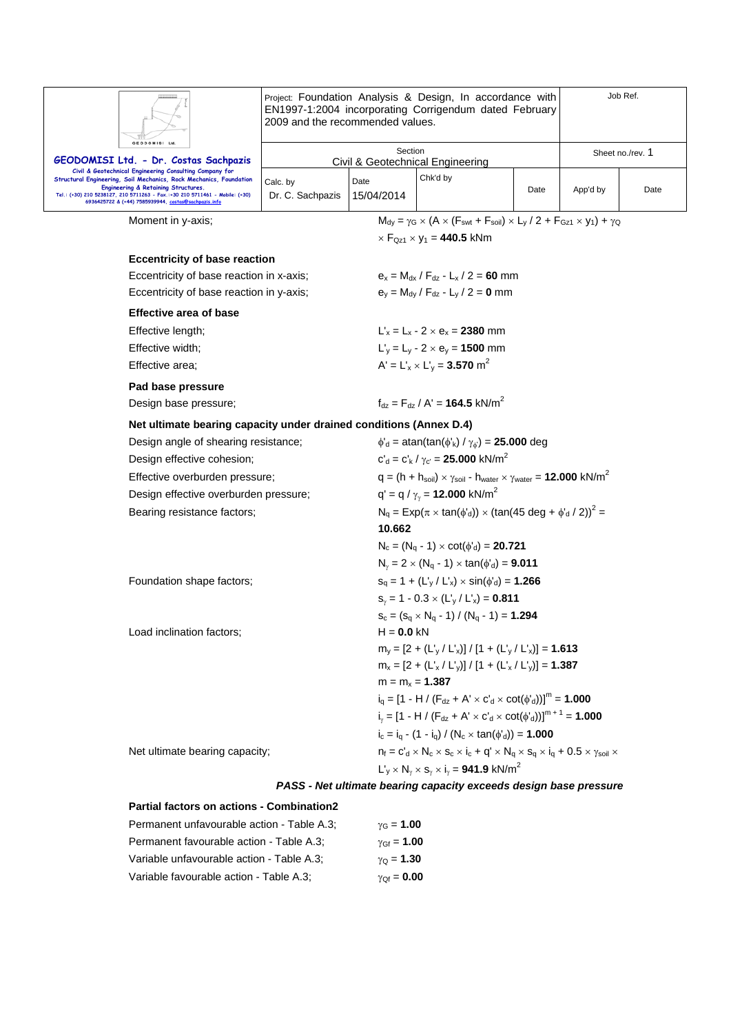Moment in y-axis; $M_{dy} = \gamma_G \times (A \times (F_{swt} + F_{soil}) \times L_y / 2 + F_{Gz1} \times y_1) + \gamma_Q \times F_{Qz1} \times y_1$ = **440.5** kNm

**Eccentricity of base reaction**

Eccentricity of base reaction in x-axis; $e_x = M_{dx} / F_{dz} - L_x / 2$ = **60** mm

Eccentricity of base reaction in y-axis; $e_y = M_{dy} / F_{dz} - L_y / 2$ = **0** mm

**Effective area of base**

Effective length; $L'_x = L_x - 2 \times e_x$ = **2380** mm

Effective width; $L'_y = L_y - 2 \times e_y$ = **1500** mm

Effective area; $A' = L'_x \times L'_y$ = **3.570** $m^2$

**Pad base pressure**

Design base pressure; $f_{dz} = F_{dz} / A'$ = **164.5** $kN/m^2$

**Net ultimate bearing capacity under drained conditions (Annex D.4)**

Design angle of shearing resistance; $\phi'_d = atan(tan(\phi'_k) / \gamma_{\phi'})$ = **25.000** deg

Design effective cohesion; $c'_d = c'_k / \gamma_{c'}$ = **25.000** $kN/m^2$

Effective overburden pressure; $q = (h + h_{soil}) \times \gamma_{soil} - h_{water} \times \gamma_{water}$ = **12.000** $kN/m^2$

Design effective overburden pressure; $q' = q / \gamma_{\gamma}$ = **12.000** $kN/m^2$

Bearing resistance factors; $N_q = Exp(\pi \times tan(\phi'_d)) \times (tan(45 \text{ deg} + \phi'_d / 2))^2$ = **10.662**

$N_c = (N_q - 1) \times cot(\phi'_d)$ = **20.721**

$N_{\gamma} = 2 \times (N_q - 1) \times tan(\phi'_d)$ = **9.011**

Foundation shape factors; $s_q = 1 + (L'_y / L'_x) \times sin(\phi'_d)$ = **1.266**

$s_{\gamma} = 1 - 0.3 \times (L'_y / L'_x)$ = **0.811**

$s_c = (s_q \times N_q - 1) / (N_q - 1)$ = **1.294**

Load inclination factors; $H$ = **0.0** kN

$m_y = [2 + (L'_y / L'_x)] / [1 + (L'_y / L'_x)]$ = **1.613**

$m_x = [2 + (L'_x / L'_y)] / [1 + (L'_x / L'_y)]$ = **1.387**

$m = m_x$ = **1.387**

$i_q = [1 - H / (F_{dz} + A' \times c'_d \times cot(\phi'_d))]^m$ = **1.000**

$i_{\gamma} = [1 - H / (F_{dz} + A' \times c'_d \times cot(\phi'_d))]^{m+1}$ = **1.000**

$i_c = i_q - (1 - i_q) / (N_c \times tan(\phi'_d))$ = **1.000**

Net ultimate bearing capacity; $n_f = c'_d \times N_c \times s_c \times i_c + q' \times N_q \times s_q \times i_q + 0.5 \times \gamma_{soil} \times L'_y \times N_{\gamma} \times s_{\gamma} \times i_{\gamma}$ = **941.9** $kN/m^2$

***PASS - Net ultimate bearing capacity exceeds design base pressure***

**Partial factors on actions - Combination2**

Permanent unfavourable action - Table A.3; $\gamma_G$ = **1.00**

Permanent favourable action - Table A.3; $\gamma_{Gf}$ = **1.00**

Variable unfavourable action - Table A.3; $\gamma_Q$ = **1.30**

Variable favourable action - Table A.3; $\gamma_{Qf}$ = **0.00**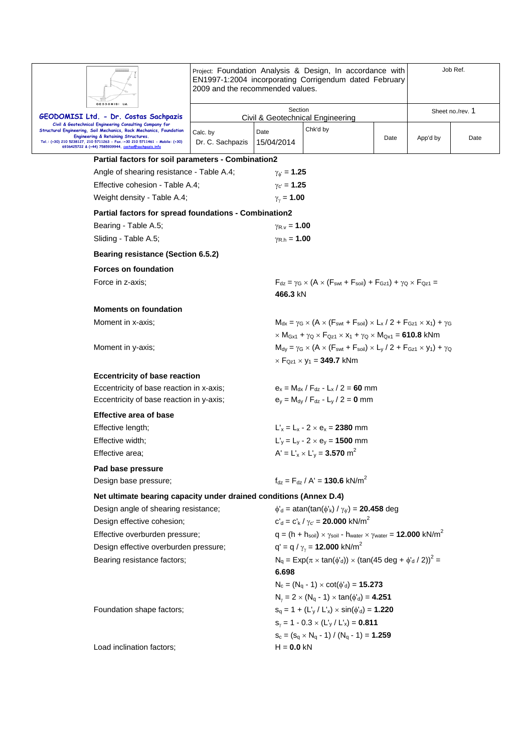### Partial factors for soil parameters - Combination2

| | |
|---|---|
| Angle of shearing resistance - Table A.4; | $\gamma_{\phi'} = \mathbf{1.25}$ |
| Effective cohesion - Table A.4; | $\gamma_{c'} = \mathbf{1.25}$ |
| Weight density - Table A.4; | $\gamma_{\gamma} = \mathbf{1.00}$ |

### Partial factors for spread foundations - Combination2

| | |
|---|---|
| Bearing - Table A.5; | $\gamma_{R.v} = \mathbf{1.00}$ |
| Sliding - Table A.5; | $\gamma_{R.h} = \mathbf{1.00}$ |

### Bearing resistance (Section 6.5.2)

### Forces on foundation

Force in z-axis; $F_{dz} = \gamma_G \times (A \times (F_{swt} + F_{soil}) + F_{Gz1}) + \gamma_Q \times F_{Qz1} = \mathbf{466.3}$ kN

### Moments on foundation

Moment in x-axis; $M_{dx} = \gamma_G \times (A \times (F_{swt} + F_{soil}) \times L_x / 2 + F_{Gz1} \times x_1) + \gamma_G \times M_{Gx1} + \gamma_Q \times F_{Qz1} \times x_1 + \gamma_Q \times M_{Qx1} = \mathbf{610.8}$ kNm

Moment in y-axis; $M_{dy} = \gamma_G \times (A \times (F_{swt} + F_{soil}) \times L_y / 2 + F_{Gz1} \times y_1) + \gamma_Q \times F_{Qz1} \times y_1 = \mathbf{349.7}$ kNm

### Eccentricity of base reaction

| | |
|---|---|
| Eccentricity of base reaction in x-axis; | $e_x = M_{dx} / F_{dz} - L_x / 2 = \mathbf{60}$ mm |
| Eccentricity of base reaction in y-axis; | $e_y = M_{dy} / F_{dz} - L_y / 2 = \mathbf{0}$ mm |

### Effective area of base

| | |
|---|---|
| Effective length; | $L'_x = L_x - 2 \times e_x = \mathbf{2380}$ mm |
| Effective width; | $L'_y = L_y - 2 \times e_y = \mathbf{1500}$ mm |
| Effective area; | $A' = L'_x \times L'_y = \mathbf{3.570}$ $m^2$ |

### Pad base pressure

Design base pressure; $f_{dz} = F_{dz} / A' = \mathbf{130.6}$ $kN/m^2$

### Net ultimate bearing capacity under drained conditions (Annex D.4)

| | |
|---|---|
| Design angle of shearing resistance; | $\phi'_d = \text{atan}(\tan(\phi'_k) / \gamma_{\phi'}) = \mathbf{20.458}$ deg |
| Design effective cohesion; | $c'_d = c'_k / \gamma_{c'} = \mathbf{20.000}$ $kN/m^2$ |
| Effective overburden pressure; | $q = (h + h_{soil}) \times \gamma_{soil} - h_{water} \times \gamma_{water} = \mathbf{12.000}$ $kN/m^2$ |
| Design effective overburden pressure; | $q' = q / \gamma_{\gamma} = \mathbf{12.000}$ $kN/m^2$ |
| Bearing resistance factors; | $N_q = \text{Exp}(\pi \times \tan(\phi'_d)) \times (\tan(45 \text{ deg} + \phi'_d / 2))^2 = \mathbf{6.698}$ |
| | $N_c = (N_q - 1) \times \cot(\phi'_d) = \mathbf{15.273}$ |
| | $N_{\gamma} = 2 \times (N_q - 1) \times \tan(\phi'_d) = \mathbf{4.251}$ |
| Foundation shape factors; | $s_q = 1 + (L'_y / L'_x) \times \sin(\phi'_d) = \mathbf{1.220}$ |
| | $s_{\gamma} = 1 - 0.3 \times (L'_y / L'_x) = \mathbf{0.811}$ |
| | $s_c = (s_q \times N_q - 1) / (N_q - 1) = \mathbf{1.259}$ |
| Load inclination factors; | $H = \mathbf{0.0}$ kN |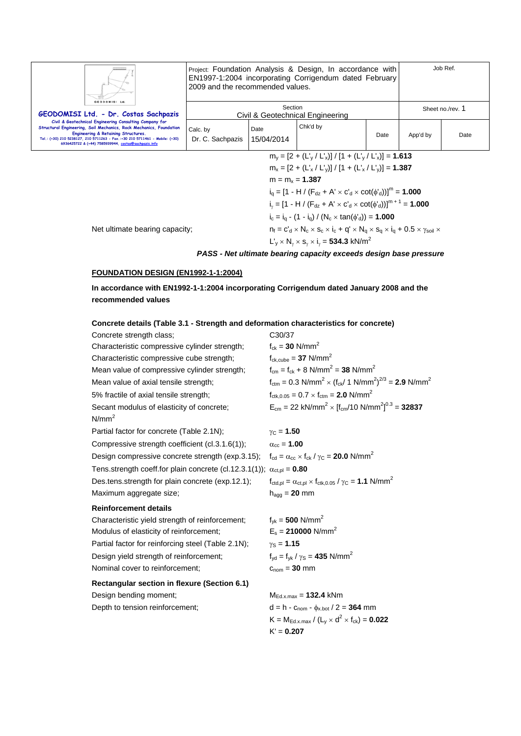$m_y = [2 + (L'_y / L'_x)] / [1 + (L'_y / L'_x)] = \mathbf{1.613}$

$m_x = [2 + (L'_x / L'_y)] / [1 + (L'_x / L'_y)] = \mathbf{1.387}$

$m = m_x = \mathbf{1.387}$

$i_q = [1 - H / (F_{dz} + A' \times c'_d \times \cot(\phi'_d))]^m = \mathbf{1.000}$

$i_\gamma = [1 - H / (F_{dz} + A' \times c'_d \times \cot(\phi'_d))]^{m+1} = \mathbf{1.000}$

$i_c = i_q - (1 - i_q) / (N_c \times \tan(\phi'_d)) = \mathbf{1.000}$

Net ultimate bearing capacity; $n_f = c'_d \times N_c \times s_c \times i_c + q' \times N_q \times s_q \times i_q + 0.5 \times \gamma_{soil} \times L'_y \times N_\gamma \times s_\gamma \times i_\gamma = \mathbf{534.3}$ kN/m$^2$

***PASS - Net ultimate bearing capacity exceeds design base pressure***

## FOUNDATION DESIGN (EN1992-1-1:2004)

**In accordance with EN1992-1-1:2004 incorporating Corrigendum dated January 2008 and the recommended values**

### Concrete details (Table 3.1 - Strength and deformation characteristics for concrete)

Concrete strength class; C30/37

Characteristic compressive cylinder strength; $f_{ck} = \mathbf{30}$ N/mm$^2$

Characteristic compressive cube strength; $f_{ck,cube} = \mathbf{37}$ N/mm$^2$

Mean value of compressive cylinder strength; $f_{cm} = f_{ck} + 8$ N/mm$^2$ $= \mathbf{38}$ N/mm$^2$

Mean value of axial tensile strength; $f_{ctm} = 0.3$ N/mm$^2$ $\times (f_{ck}/ 1$ N/mm$^2)^{2/3} = \mathbf{2.9}$ N/mm$^2$

5% fractile of axial tensile strength; $f_{ctk,0.05} = 0.7 \times f_{ctm} = \mathbf{2.0}$ N/mm$^2$

Secant modulus of elasticity of concrete; $E_{cm} = 22$ kN/mm$^2$ $\times [f_{cm}/10$ N/mm$^2]^{0.3} = \mathbf{32837}$ N/mm$^2$

Partial factor for concrete (Table 2.1N); $\gamma_C = \mathbf{1.50}$

Compressive strength coefficient (cl.3.1.6(1)); $\alpha_{cc} = \mathbf{1.00}$

Design compressive concrete strength (exp.3.15); $f_{cd} = \alpha_{cc} \times f_{ck} / \gamma_C = \mathbf{20.0}$ N/mm$^2$

Tens.strength coeff.for plain concrete (cl.12.3.1(1)); $\alpha_{ct,pl} = \mathbf{0.80}$

Des.tens.strength for plain concrete (exp.12.1); $f_{ctd,pl} = \alpha_{ct,pl} \times f_{ctk,0.05} / \gamma_C = \mathbf{1.1}$ N/mm$^2$

Maximum aggregate size; $h_{agg} = \mathbf{20}$ mm

### Reinforcement details

Characteristic yield strength of reinforcement; $f_{yk} = \mathbf{500}$ N/mm$^2$

Modulus of elasticity of reinforcement; $E_s = \mathbf{210000}$ N/mm$^2$

Partial factor for reinforcing steel (Table 2.1N); $\gamma_S = \mathbf{1.15}$

Design yield strength of reinforcement; $f_{yd} = f_{yk} / \gamma_S = \mathbf{435}$ N/mm$^2$

Nominal cover to reinforcement; $c_{nom} = \mathbf{30}$ mm

### Rectangular section in flexure (Section 6.1)

Design bending moment; $M_{Ed.x.max} = \mathbf{132.4}$ kNm

Depth to tension reinforcement; $d = h - c_{nom} - \phi_{x.bot} / 2 = \mathbf{364}$ mm

$K = M_{Ed.x.max} / (L_y \times d^2 \times f_{ck}) = \mathbf{0.022}$

$K' = \mathbf{0.207}$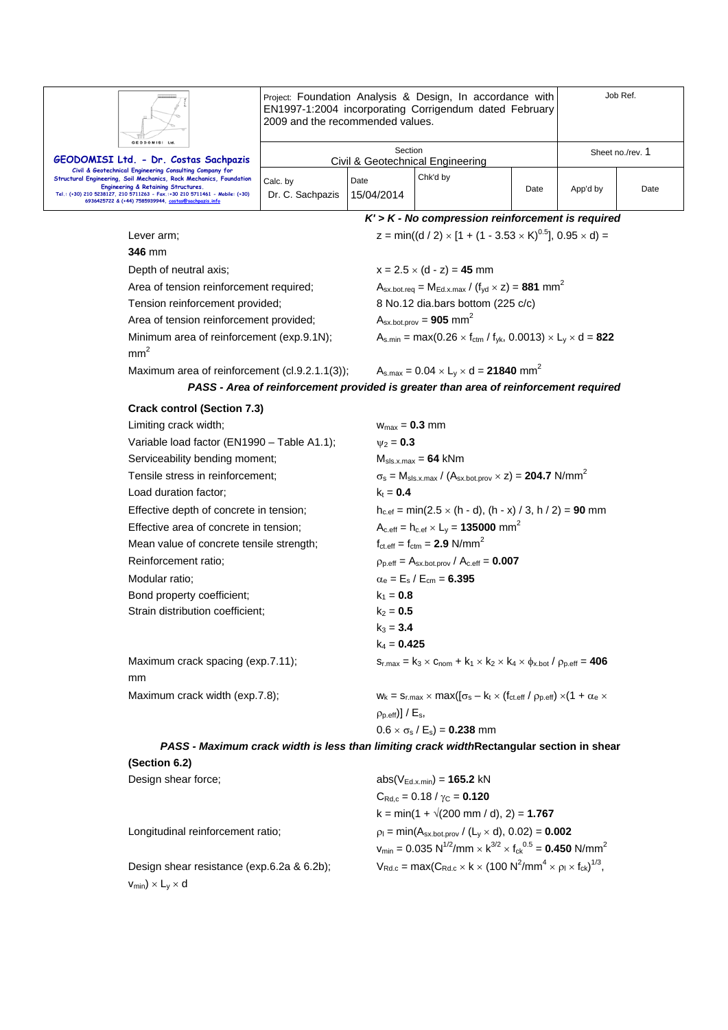***K' > K - No compression reinforcement is required***

Lever arm; $z = \min((d / 2) \times [1 + (1 - 3.53 \times K)^{0.5}], 0.95 \times d) =$ **346** mm

Depth of neutral axis; $x = 2.5 \times (d - z) =$ **45** mm

Area of tension reinforcement required; $A_{sx.bot.req} = M_{Ed.x.max} / (f_{yd} \times z) =$ **881** mm$^2$

Tension reinforcement provided; 8 No.12 dia.bars bottom (225 c/c)

Area of tension reinforcement provided; $A_{sx.bot.prov} =$ **905** mm$^2$

Minimum area of reinforcement (exp.9.1N); $A_{s.min} = \max(0.26 \times f_{ctm} / f_{yk}, 0.0013) \times L_y \times d =$ **822** mm$^2$

Maximum area of reinforcement (cl.9.2.1.1(3)); $A_{s.max} = 0.04 \times L_y \times d =$ **21840** mm$^2$

***PASS - Area of reinforcement provided is greater than area of reinforcement required***

**Crack control (Section 7.3)**

Limiting crack width; $w_{max} =$ **0.3** mm

Variable load factor (EN1990 – Table A1.1); $\psi_2 =$ **0.3**

Serviceability bending moment; $M_{sls.x.max} =$ **64** kNm

Tensile stress in reinforcement; $\sigma_s = M_{sls.x.max} / (A_{sx.bot.prov} \times z) =$ **204.7** N/mm$^2$

Load duration factor; $k_t =$ **0.4**

Effective depth of concrete in tension; $h_{c.ef} = \min(2.5 \times (h - d), (h - x) / 3, h / 2) =$ **90** mm

Effective area of concrete in tension; $A_{c.eff} = h_{c.ef} \times L_y =$ **135000** mm$^2$

Mean value of concrete tensile strength; $f_{ct.eff} = f_{ctm} =$ **2.9** N/mm$^2$

Reinforcement ratio; $\rho_{p.eff} = A_{sx.bot.prov} / A_{c.eff} =$ **0.007**

Modular ratio; $\alpha_e = E_s / E_{cm} =$ **6.395**

Bond property coefficient; $k_1 =$ **0.8**

Strain distribution coefficient; $k_2 =$ **0.5**

$k_3 =$ **3.4**

$k_4 =$ **0.425**

Maximum crack spacing (exp.7.11); $s_{r.max} = k_3 \times c_{nom} + k_1 \times k_2 \times k_4 \times \phi_{x.bot} / \rho_{p.eff} =$ **406** mm

Maximum crack width (exp.7.8); $w_k = s_{r.max} \times \max([\sigma_s - k_t \times (f_{ct.eff} / \rho_{p.eff}) \times (1 + \alpha_e \times \rho_{p.eff})] / E_s, 0.6 \times \sigma_s / E_s) =$ **0.238** mm

***PASS - Maximum crack width is less than limiting crack width***

**Rectangular section in shear (Section 6.2)**

Design shear force; $\mathrm{abs}(V_{Ed.x.min}) =$ **165.2** kN

$C_{Rd,c} = 0.18 / \gamma_C =$ **0.120**

$k = \min(1 + \sqrt{(200 \text{ mm} / d)}, 2) =$ **1.767**

Longitudinal reinforcement ratio; $\rho_l = \min(A_{sx.bot.prov} / (L_y \times d), 0.02) =$ **0.002**

$v_{min} = 0.035 \text{ N}^{1/2}/\text{mm} \times k^{3/2} \times f_{ck}^{0.5} =$ **0.450** N/mm$^2$

Design shear resistance (exp.6.2a & 6.2b); $V_{Rd.c} = \max(C_{Rd.c} \times k \times (100 \text{ N}^2/\text{mm}^4 \times \rho_l \times f_{ck})^{1/3}, v_{min}) \times L_y \times d$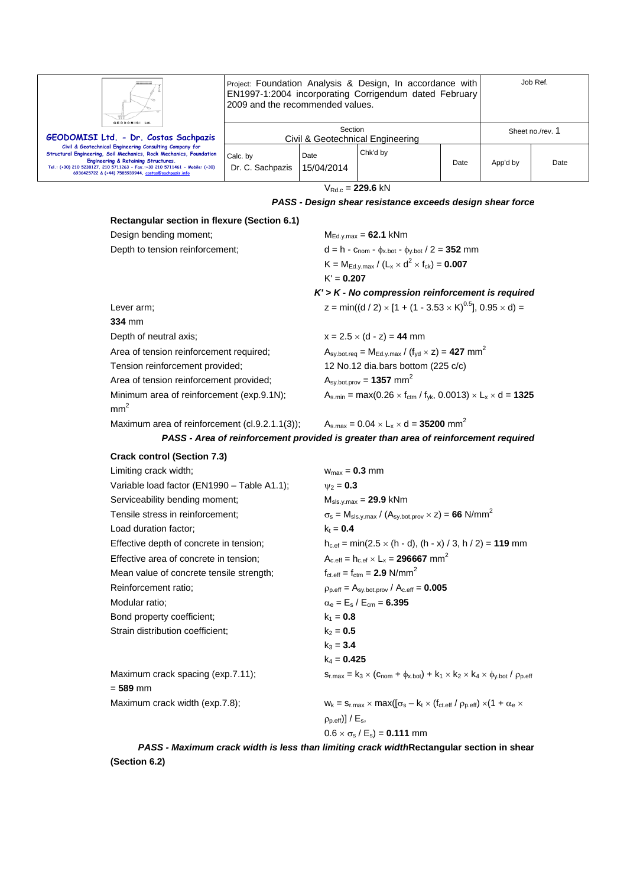$V_{Rd.c}$ = **229.6** kN

***PASS - Design shear resistance exceeds design shear force***

**Rectangular section in flexure (Section 6.1)**

Design bending moment; $M_{Ed.y.max}$ = **62.1** kNm

Depth to tension reinforcement; $d = h - c_{nom} - \phi_{x.bot} - \phi_{y.bot} / 2$ = **352** mm

$K = M_{Ed.y.max} / (L_x \times d^2 \times f_{ck})$ = **0.007**

$K'$ = **0.207**

***K' > K - No compression reinforcement is required***

Lever arm; $z = \min((d / 2) \times [1 + (1 - 3.53 \times K)^{0.5}], 0.95 \times d)$ = **334** mm

Depth of neutral axis; $x = 2.5 \times (d - z)$ = **44** mm

Area of tension reinforcement required; $A_{sy.bot.req} = M_{Ed.y.max} / (f_{yd} \times z)$ = **427** mm$^2$

Tension reinforcement provided; 12 No.12 dia.bars bottom (225 c/c)

Area of tension reinforcement provided; $A_{sy.bot.prov}$ = **1357** mm$^2$

Minimum area of reinforcement (exp.9.1N); $A_{s.min} = \max(0.26 \times f_{ctm} / f_{yk}, 0.0013) \times L_x \times d$ = **1325** mm$^2$

Maximum area of reinforcement (cl.9.2.1.1(3)); $A_{s.max} = 0.04 \times L_x \times d$ = **35200** mm$^2$

***PASS - Area of reinforcement provided is greater than area of reinforcement required***

**Crack control (Section 7.3)**

Limiting crack width; $w_{max}$ = **0.3** mm

Variable load factor (EN1990 – Table A1.1); $\psi_2$ = **0.3**

Serviceability bending moment; $M_{sls.y.max}$ = **29.9** kNm

Tensile stress in reinforcement; $\sigma_s = M_{sls.y.max} / (A_{sy.bot.prov} \times z)$ = **66** N/mm$^2$

Load duration factor; $k_t$ = **0.4**

Effective depth of concrete in tension; $h_{c.ef} = \min(2.5 \times (h - d), (h - x) / 3, h / 2)$ = **119** mm

Effective area of concrete in tension; $A_{c.eff} = h_{c.ef} \times L_x$ = **296667** mm$^2$

Mean value of concrete tensile strength; $f_{ct.eff} = f_{ctm}$ = **2.9** N/mm$^2$

Reinforcement ratio; $\rho_{p.eff} = A_{sy.bot.prov} / A_{c.eff}$ = **0.005**

Modular ratio; $\alpha_e = E_s / E_{cm}$ = **6.395**

Bond property coefficient; $k_1$ = **0.8**

Strain distribution coefficient; $k_2$ = **0.5**

$k_3$ = **3.4**

$k_4$ = **0.425**

Maximum crack spacing (exp.7.11); $s_{r.max} = k_3 \times (c_{nom} + \phi_{x.bot}) + k_1 \times k_2 \times k_4 \times \phi_{y.bot} / \rho_{p.eff}$ = **589** mm

Maximum crack width (exp.7.8); $w_k = s_{r.max} \times \max([\sigma_s - k_t \times (f_{ct.eff} / \rho_{p.eff}) \times (1 + \alpha_e \times \rho_{p.eff})] / E_s, 0.6 \times \sigma_s / E_s)$ = **0.111** mm

***PASS - Maximum crack width is less than limiting crack width***

**Rectangular section in shear (Section 6.2)**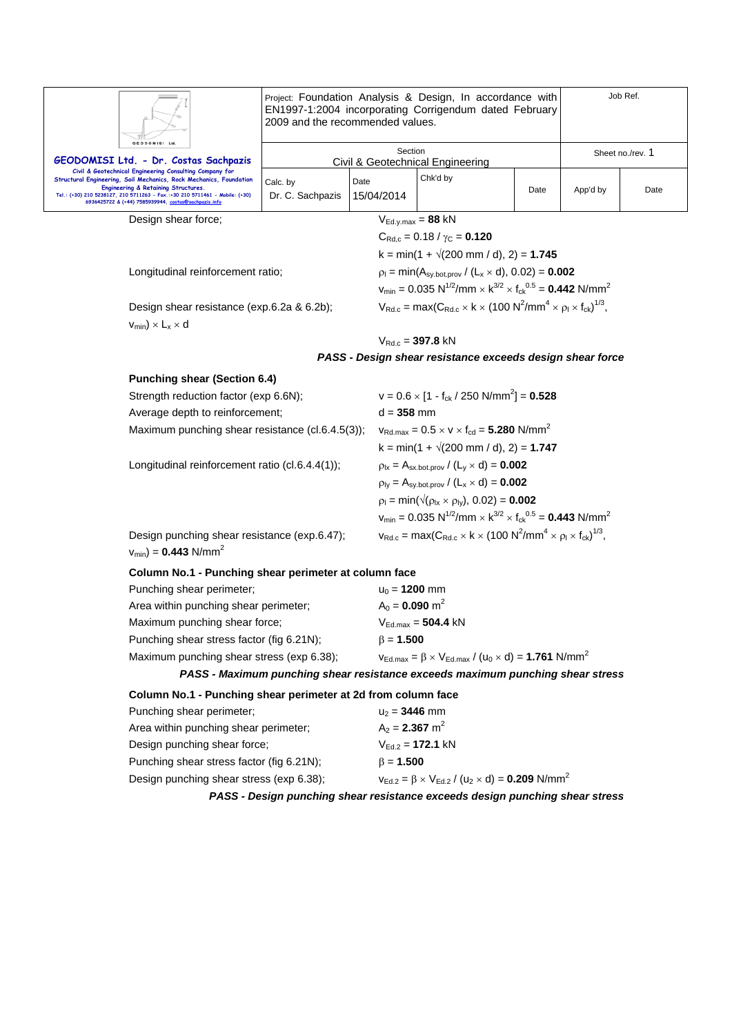Design shear force; $V_{Ed.y.max}$ = **88** kN

$C_{Rd,c} = 0.18 / \gamma_C$ = **0.120**

$k = \min(1 + \sqrt{(200 \text{ mm} / d)}, 2)$ = **1.745**

Longitudinal reinforcement ratio; $\rho_l = \min(A_{sy.bot.prov} / (L_x \times d), 0.02)$ = **0.002**

$v_{min} = 0.035 \text{ N}^{1/2}/\text{mm} \times k^{3/2} \times f_{ck}^{0.5}$ = **0.442** N/mm²

Design shear resistance (exp.6.2a & 6.2b); $V_{Rd.c} = \max(C_{Rd.c} \times k \times (100 \text{ N}^2/\text{mm}^4 \times \rho_l \times f_{ck})^{1/3}, v_{min}) \times L_x \times d$

$V_{Rd.c}$ = **397.8** kN

***PASS - Design shear resistance exceeds design shear force***

**Punching shear (Section 6.4)**

Strength reduction factor (exp 6.6N); $v = 0.6 \times [1 - f_{ck} / 250 \text{ N/mm}^2]$ = **0.528**

Average depth to reinforcement; $d$ = **358** mm

Maximum punching shear resistance (cl.6.4.5(3)); $v_{Rd.max} = 0.5 \times v \times f_{cd}$ = **5.280** N/mm²

$k = \min(1 + \sqrt{(200 \text{ mm} / d)}, 2)$ = **1.747**

Longitudinal reinforcement ratio (cl.6.4.4(1)); $\rho_{lx} = A_{sx.bot.prov} / (L_y \times d)$ = **0.002**

$\rho_{ly} = A_{sy.bot.prov} / (L_x \times d)$ = **0.002**

$\rho_l = \min(\sqrt{(\rho_{lx} \times \rho_{ly})}, 0.02)$ = **0.002**

$v_{min} = 0.035 \text{ N}^{1/2}/\text{mm} \times k^{3/2} \times f_{ck}^{0.5}$ = **0.443** N/mm²

Design punching shear resistance (exp.6.47); $v_{Rd.c} = \max(C_{Rd.c} \times k \times (100 \text{ N}^2/\text{mm}^4 \times \rho_l \times f_{ck})^{1/3}, v_{min})$ = **0.443** N/mm²

**Column No.1 - Punching shear perimeter at column face**

Punching shear perimeter; $u_0$ = **1200** mm

Area within punching shear perimeter; $A_0$ = **0.090** m²

Maximum punching shear force; $V_{Ed.max}$ = **504.4** kN

Punching shear stress factor (fig 6.21N); $\beta$ = **1.500**

Maximum punching shear stress (exp 6.38); $v_{Ed.max} = \beta \times V_{Ed.max} / (u_0 \times d)$ = **1.761** N/mm²

***PASS - Maximum punching shear resistance exceeds maximum punching shear stress***

**Column No.1 - Punching shear perimeter at 2d from column face**

Punching shear perimeter; $u_2$ = **3446** mm

Area within punching shear perimeter; $A_2$ = **2.367** m²

Design punching shear force; $V_{Ed.2}$ = **172.1** kN

Punching shear stress factor (fig 6.21N); $\beta$ = **1.500**

Design punching shear stress (exp 6.38); $v_{Ed.2} = \beta \times V_{Ed.2} / (u_2 \times d)$ = **0.209** N/mm²

***PASS - Design punching shear resistance exceeds design punching shear stress***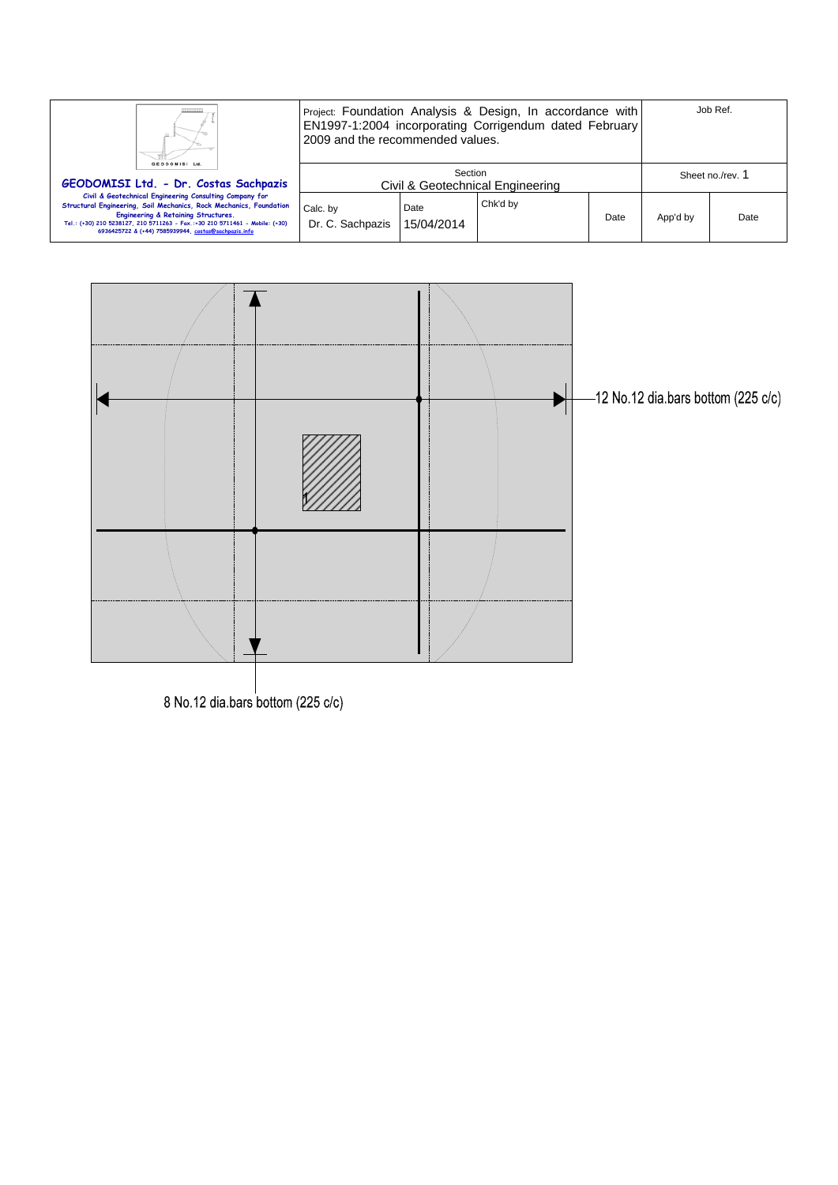12 No.12 dia.bars bottom (225 c/c)

1

8 No.12 dia.bars bottom (225 c/c)